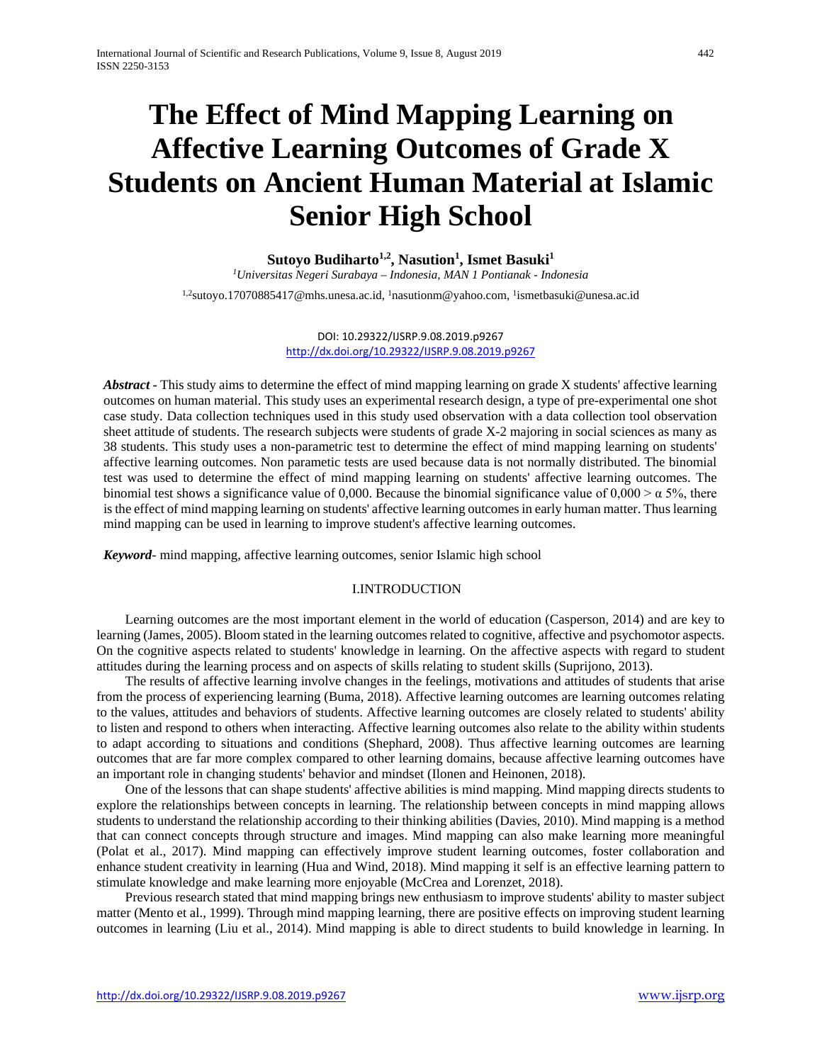# The Effect of Mind Mapping Learning on Affective Learning Outcomes of Grade X Students on Ancient Human Material at Islamic Senior High School

**Sutoyo Budiharto[1,2], Nasution[1], Ismet Basuki[1]**

*[1]Universitas Negeri Surabaya – Indonesia, MAN 1 Pontianak - Indonesia*

[1,2]sutoyo.17070885417@mhs.unesa.ac.id, [1]nasutionm@yahoo.com, [1]ismetbasuki@unesa.ac.id

DOI: 10.29322/IJSRP.9.08.2019.p9267
http://dx.doi.org/10.29322/IJSRP.9.08.2019.p9267

***Abstract*** - This study aims to determine the effect of mind mapping learning on grade X students' affective learning outcomes on human material. This study uses an experimental research design, a type of pre-experimental one shot case study. Data collection techniques used in this study used observation with a data collection tool observation sheet attitude of students. The research subjects were students of grade X-2 majoring in social sciences as many as 38 students. This study uses a non-parametric test to determine the effect of mind mapping learning on students' affective learning outcomes. Non parametric tests are used because data is not normally distributed. The binomial test was used to determine the effect of mind mapping learning on students' affective learning outcomes. The binomial test shows a significance value of 0,000. Because the binomial significance value of 0,000 > α 5%, there is the effect of mind mapping learning on students' affective learning outcomes in early human matter. Thus learning mind mapping can be used in learning to improve student's affective learning outcomes.

***Keyword***- mind mapping, affective learning outcomes, senior Islamic high school

## I.INTRODUCTION

Learning outcomes are the most important element in the world of education (Casperson, 2014) and are key to learning (James, 2005). Bloom stated in the learning outcomes related to cognitive, affective and psychomotor aspects. On the cognitive aspects related to students' knowledge in learning. On the affective aspects with regard to student attitudes during the learning process and on aspects of skills relating to student skills (Suprijono, 2013).

The results of affective learning involve changes in the feelings, motivations and attitudes of students that arise from the process of experiencing learning (Buma, 2018). Affective learning outcomes are learning outcomes relating to the values, attitudes and behaviors of students. Affective learning outcomes are closely related to students' ability to listen and respond to others when interacting. Affective learning outcomes also relate to the ability within students to adapt according to situations and conditions (Shephard, 2008). Thus affective learning outcomes are learning outcomes that are far more complex compared to other learning domains, because affective learning outcomes have an important role in changing students' behavior and mindset (Ilonen and Heinonen, 2018).

One of the lessons that can shape students' affective abilities is mind mapping. Mind mapping directs students to explore the relationships between concepts in learning. The relationship between concepts in mind mapping allows students to understand the relationship according to their thinking abilities (Davies, 2010). Mind mapping is a method that can connect concepts through structure and images. Mind mapping can also make learning more meaningful (Polat et al., 2017). Mind mapping can effectively improve student learning outcomes, foster collaboration and enhance student creativity in learning (Hua and Wind, 2018). Mind mapping it self is an effective learning pattern to stimulate knowledge and make learning more enjoyable (McCrea and Lorenzet, 2018).

Previous research stated that mind mapping brings new enthusiasm to improve students' ability to master subject matter (Mento et al., 1999). Through mind mapping learning, there are positive effects on improving student learning outcomes in learning (Liu et al., 2014). Mind mapping is able to direct students to build knowledge in learning. In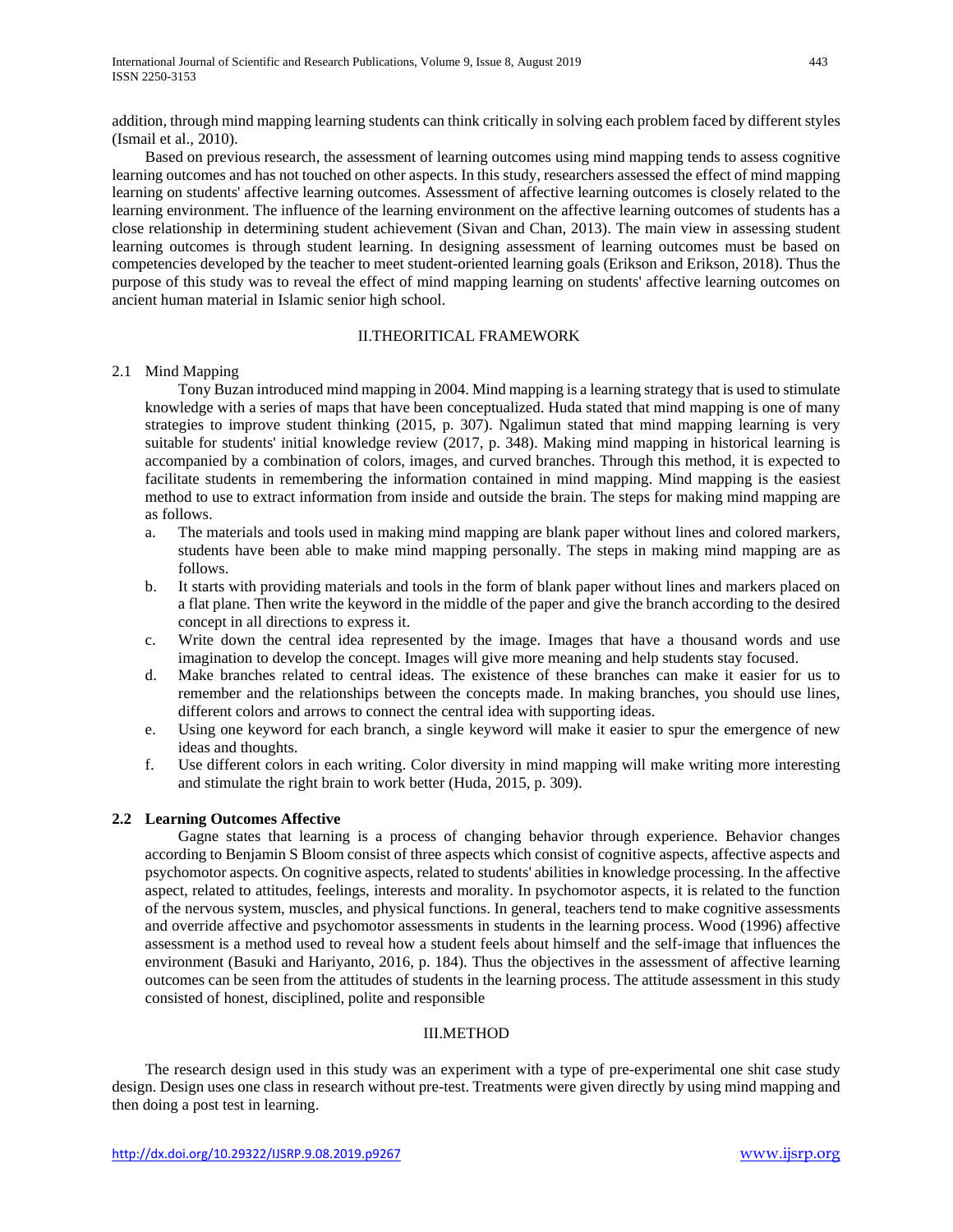addition, through mind mapping learning students can think critically in solving each problem faced by different styles (Ismail et al., 2010).

Based on previous research, the assessment of learning outcomes using mind mapping tends to assess cognitive learning outcomes and has not touched on other aspects. In this study, researchers assessed the effect of mind mapping learning on students' affective learning outcomes. Assessment of affective learning outcomes is closely related to the learning environment. The influence of the learning environment on the affective learning outcomes of students has a close relationship in determining student achievement (Sivan and Chan, 2013). The main view in assessing student learning outcomes is through student learning. In designing assessment of learning outcomes must be based on competencies developed by the teacher to meet student-oriented learning goals (Erikson and Erikson, 2018). Thus the purpose of this study was to reveal the effect of mind mapping learning on students' affective learning outcomes on ancient human material in Islamic senior high school.

## II.THEORITICAL FRAMEWORK

### 2.1 Mind Mapping

Tony Buzan introduced mind mapping in 2004. Mind mapping is a learning strategy that is used to stimulate knowledge with a series of maps that have been conceptualized. Huda stated that mind mapping is one of many strategies to improve student thinking (2015, p. 307). Ngalimun stated that mind mapping learning is very suitable for students' initial knowledge review (2017, p. 348). Making mind mapping in historical learning is accompanied by a combination of colors, images, and curved branches. Through this method, it is expected to facilitate students in remembering the information contained in mind mapping. Mind mapping is the easiest method to use to extract information from inside and outside the brain. The steps for making mind mapping are as follows.

a. The materials and tools used in making mind mapping are blank paper without lines and colored markers, students have been able to make mind mapping personally. The steps in making mind mapping are as follows.
b. It starts with providing materials and tools in the form of blank paper without lines and markers placed on a flat plane. Then write the keyword in the middle of the paper and give the branch according to the desired concept in all directions to express it.
c. Write down the central idea represented by the image. Images that have a thousand words and use imagination to develop the concept. Images will give more meaning and help students stay focused.
d. Make branches related to central ideas. The existence of these branches can make it easier for us to remember and the relationships between the concepts made. In making branches, you should use lines, different colors and arrows to connect the central idea with supporting ideas.
e. Using one keyword for each branch, a single keyword will make it easier to spur the emergence of new ideas and thoughts.
f. Use different colors in each writing. Color diversity in mind mapping will make writing more interesting and stimulate the right brain to work better (Huda, 2015, p. 309).

### 2.2 Learning Outcomes Affective

Gagne states that learning is a process of changing behavior through experience. Behavior changes according to Benjamin S Bloom consist of three aspects which consist of cognitive aspects, affective aspects and psychomotor aspects. On cognitive aspects, related to students' abilities in knowledge processing. In the affective aspect, related to attitudes, feelings, interests and morality. In psychomotor aspects, it is related to the function of the nervous system, muscles, and physical functions. In general, teachers tend to make cognitive assessments and override affective and psychomotor assessments in students in the learning process. Wood (1996) affective assessment is a method used to reveal how a student feels about himself and the self-image that influences the environment (Basuki and Hariyanto, 2016, p. 184). Thus the objectives in the assessment of affective learning outcomes can be seen from the attitudes of students in the learning process. The attitude assessment in this study consisted of honest, disciplined, polite and responsible

## III.METHOD

The research design used in this study was an experiment with a type of pre-experimental one shit case study design. Design uses one class in research without pre-test. Treatments were given directly by using mind mapping and then doing a post test in learning.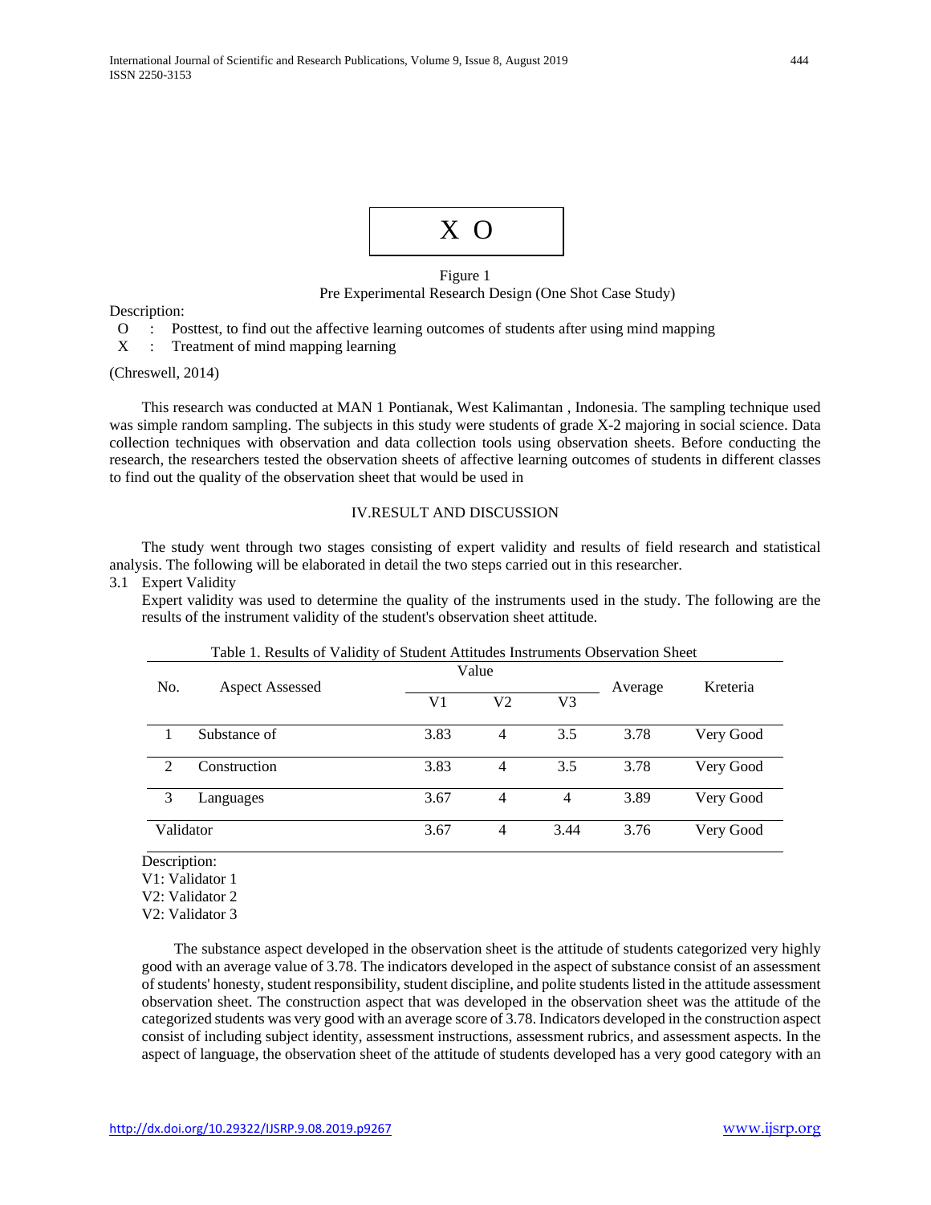| X O |
|---|

Figure 1
Pre Experimental Research Design (One Shot Case Study)

Description:

O : Posttest, to find out the affective learning outcomes of students after using mind mapping
X : Treatment of mind mapping learning

(Chreswell, 2014)

This research was conducted at MAN 1 Pontianak, West Kalimantan , Indonesia. The sampling technique used was simple random sampling. The subjects in this study were students of grade X-2 majoring in social science. Data collection techniques with observation and data collection tools using observation sheets. Before conducting the research, the researchers tested the observation sheets of affective learning outcomes of students in different classes to find out the quality of the observation sheet that would be used in

## IV.RESULT AND DISCUSSION

The study went through two stages consisting of expert validity and results of field research and statistical analysis. The following will be elaborated in detail the two steps carried out in this researcher.

### 3.1 Expert Validity

Expert validity was used to determine the quality of the instruments used in the study. The following are the results of the instrument validity of the student's observation sheet attitude.

Table 1. Results of Validity of Student Attitudes Instruments Observation Sheet

| No. | Aspect Assessed | Value | | | Average | Kreteria |
|---|---|---|---|---|---|---|
| | | V1 | V2 | V3 | | |
| 1 | Substance of | 3.83 | 4 | 3.5 | 3.78 | Very Good |
| 2 | Construction | 3.83 | 4 | 3.5 | 3.78 | Very Good |
| 3 | Languages | 3.67 | 4 | 4 | 3.89 | Very Good |
| Validator | | 3.67 | 4 | 3.44 | 3.76 | Very Good |

Description:
V1: Validator 1
V2: Validator 2
V2: Validator 3

The substance aspect developed in the observation sheet is the attitude of students categorized very highly good with an average value of 3.78. The indicators developed in the aspect of substance consist of an assessment of students' honesty, student responsibility, student discipline, and polite students listed in the attitude assessment observation sheet. The construction aspect that was developed in the observation sheet was the attitude of the categorized students was very good with an average score of 3.78. Indicators developed in the construction aspect consist of including subject identity, assessment instructions, assessment rubrics, and assessment aspects. In the aspect of language, the observation sheet of the attitude of students developed has a very good category with an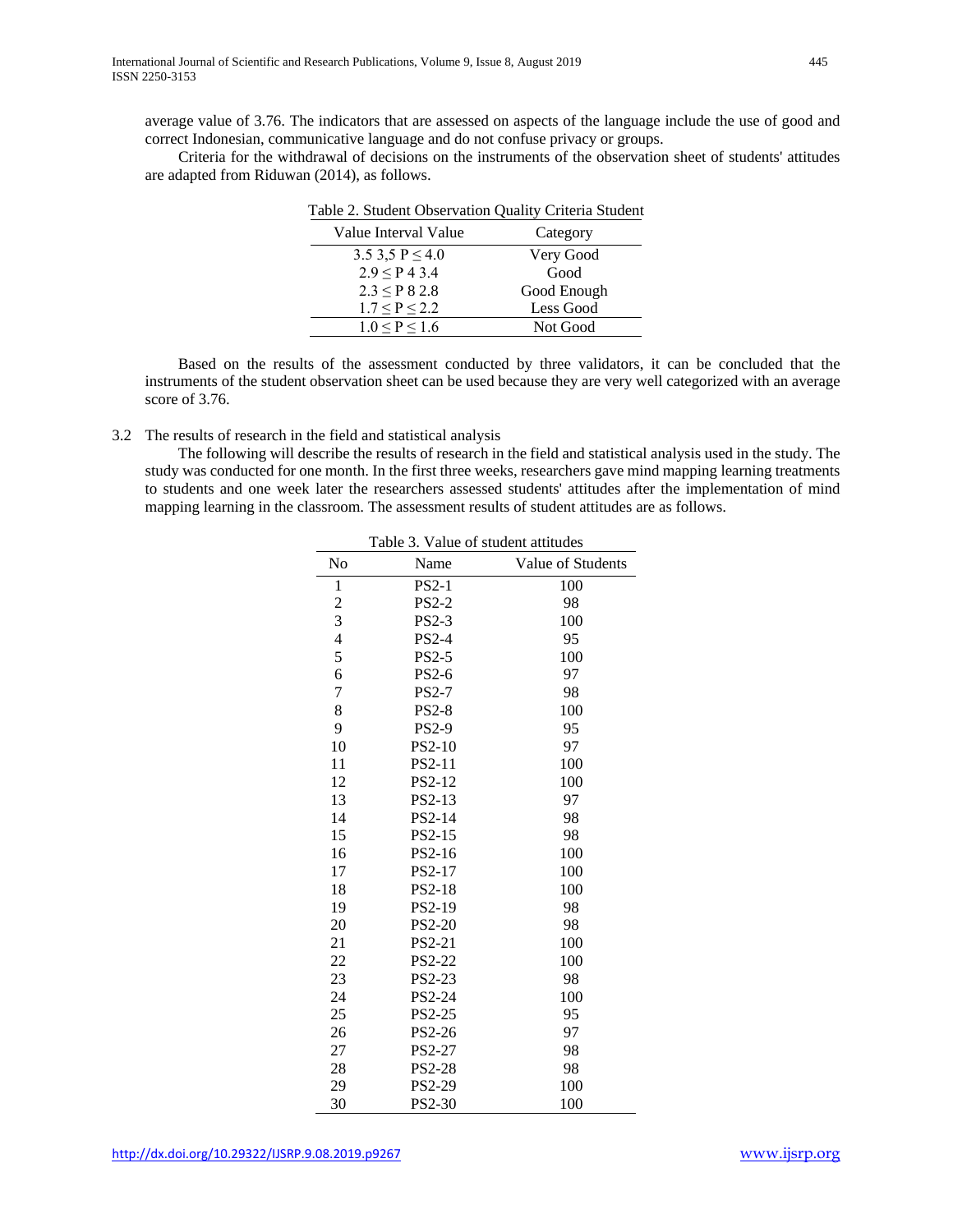average value of 3.76. The indicators that are assessed on aspects of the language include the use of good and correct Indonesian, communicative language and do not confuse privacy or groups.

Criteria for the withdrawal of decisions on the instruments of the observation sheet of students' attitudes are adapted from Riduwan (2014), as follows.

Table 2. Student Observation Quality Criteria Student

| Value Interval Value | Category |
|---|---|
| 3.5 3,5 P ≤ 4.0 | Very Good |
| 2.9 ≤ P 4 3.4 | Good |
| 2.3 ≤ P 8 2.8 | Good Enough |
| 1.7 ≤ P ≤ 2.2 | Less Good |
| 1.0 ≤ P ≤ 1.6 | Not Good |

Based on the results of the assessment conducted by three validators, it can be concluded that the instruments of the student observation sheet can be used because they are very well categorized with an average score of 3.76.

3.2 The results of research in the field and statistical analysis

The following will describe the results of research in the field and statistical analysis used in the study. The study was conducted for one month. In the first three weeks, researchers gave mind mapping learning treatments to students and one week later the researchers assessed students' attitudes after the implementation of mind mapping learning in the classroom. The assessment results of student attitudes are as follows.

Table 3. Value of student attitudes

| No | Name | Value of Students |
|---|---|---|
| 1 | PS2-1 | 100 |
| 2 | PS2-2 | 98 |
| 3 | PS2-3 | 100 |
| 4 | PS2-4 | 95 |
| 5 | PS2-5 | 100 |
| 6 | PS2-6 | 97 |
| 7 | PS2-7 | 98 |
| 8 | PS2-8 | 100 |
| 9 | PS2-9 | 95 |
| 10 | PS2-10 | 97 |
| 11 | PS2-11 | 100 |
| 12 | PS2-12 | 100 |
| 13 | PS2-13 | 97 |
| 14 | PS2-14 | 98 |
| 15 | PS2-15 | 98 |
| 16 | PS2-16 | 100 |
| 17 | PS2-17 | 100 |
| 18 | PS2-18 | 100 |
| 19 | PS2-19 | 98 |
| 20 | PS2-20 | 98 |
| 21 | PS2-21 | 100 |
| 22 | PS2-22 | 100 |
| 23 | PS2-23 | 98 |
| 24 | PS2-24 | 100 |
| 25 | PS2-25 | 95 |
| 26 | PS2-26 | 97 |
| 27 | PS2-27 | 98 |
| 28 | PS2-28 | 98 |
| 29 | PS2-29 | 100 |
| 30 | PS2-30 | 100 |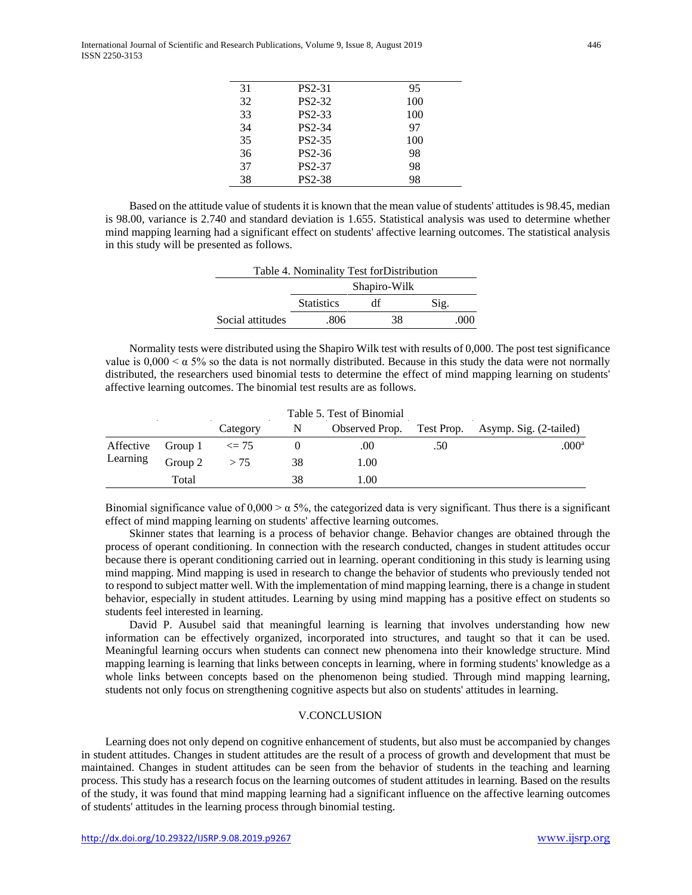| 31 | PS2-31 | 95 |
|---|---|---|
| 32 | PS2-32 | 100 |
| 33 | PS2-33 | 100 |
| 34 | PS2-34 | 97 |
| 35 | PS2-35 | 100 |
| 36 | PS2-36 | 98 |
| 37 | PS2-37 | 98 |
| 38 | PS2-38 | 98 |

Based on the attitude value of students it is known that the mean value of students' attitudes is 98.45, median is 98.00, variance is 2.740 and standard deviation is 1.655. Statistical analysis was used to determine whether mind mapping learning had a significant effect on students' affective learning outcomes. The statistical analysis in this study will be presented as follows.

Table 4. Nominality Test forDistribution

| | Shapiro-Wilk | | |
|---|---|---|---|
| | Statistics | df | Sig. |
| Social attitudes | .806 | 38 | .000 |

Normality tests were distributed using the Shapiro Wilk test with results of 0,000. The post test significance value is $0{,}000 < \alpha$ 5% so the data is not normally distributed. Because in this study the data were not normally distributed, the researchers used binomial tests to determine the effect of mind mapping learning on students' affective learning outcomes. The binomial test results are as follows.

Table 5. Test of Binomial

| | | Category | N | Observed Prop. | Test Prop. | Asymp. Sig. (2-tailed) |
|---|---|---|---|---|---|---|
| Affective Learning | Group 1 | <= 75 | 0 | .00 | .50 | .000[a] |
| | Group 2 | > 75 | 38 | 1.00 | | |
| | Total | | 38 | 1.00 | | |

Binomial significance value of $0{,}000 > \alpha$ 5%, the categorized data is very significant. Thus there is a significant effect of mind mapping learning on students' affective learning outcomes.

Skinner states that learning is a process of behavior change. Behavior changes are obtained through the process of operant conditioning. In connection with the research conducted, changes in student attitudes occur because there is operant conditioning carried out in learning. operant conditioning in this study is learning using mind mapping. Mind mapping is used in research to change the behavior of students who previously tended not to respond to subject matter well. With the implementation of mind mapping learning, there is a change in student behavior, especially in student attitudes. Learning by using mind mapping has a positive effect on students so students feel interested in learning.

David P. Ausubel said that meaningful learning is learning that involves understanding how new information can be effectively organized, incorporated into structures, and taught so that it can be used. Meaningful learning occurs when students can connect new phenomena into their knowledge structure. Mind mapping learning is learning that links between concepts in learning, where in forming students' knowledge as a whole links between concepts based on the phenomenon being studied. Through mind mapping learning, students not only focus on strengthening cognitive aspects but also on students' attitudes in learning.

## V.CONCLUSION

Learning does not only depend on cognitive enhancement of students, but also must be accompanied by changes in student attitudes. Changes in student attitudes are the result of a process of growth and development that must be maintained. Changes in student attitudes can be seen from the behavior of students in the teaching and learning process. This study has a research focus on the learning outcomes of student attitudes in learning. Based on the results of the study, it was found that mind mapping learning had a significant influence on the affective learning outcomes of students' attitudes in the learning process through binomial testing.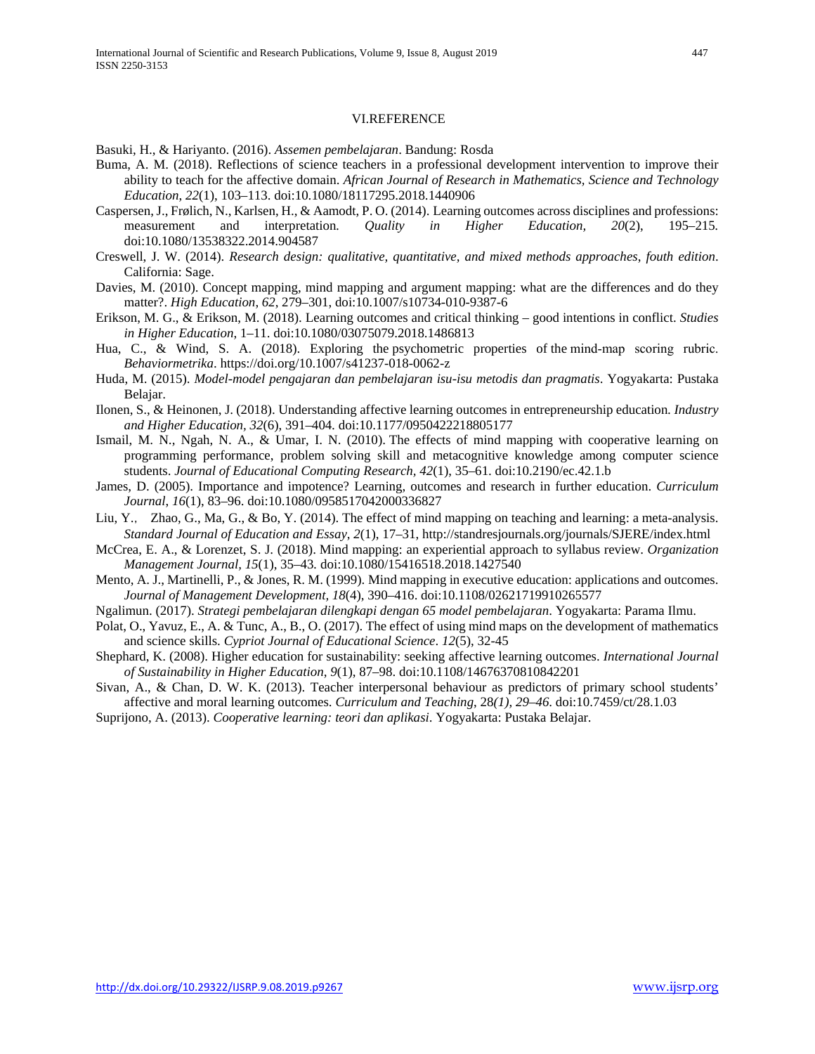## VI.REFERENCE

Basuki, H., & Hariyanto. (2016). *Assemen pembelajaran*. Bandung: Rosda

Buma, A. M. (2018). Reflections of science teachers in a professional development intervention to improve their ability to teach for the affective domain. *African Journal of Research in Mathematics, Science and Technology Education*, *22*(1), 103–113. doi:10.1080/18117295.2018.1440906

Caspersen, J., Frølich, N., Karlsen, H., & Aamodt, P. O. (2014). Learning outcomes across disciplines and professions: measurement and interpretation. *Quality in Higher Education, 20*(2), 195–215. doi:10.1080/13538322.2014.904587

Creswell, J. W. (2014). *Research design: qualitative, quantitative, and mixed methods approaches, fouth edition*. California: Sage.

Davies, M. (2010). Concept mapping, mind mapping and argument mapping: what are the differences and do they matter?. *High Education, 62*, 279–301, doi:10.1007/s10734-010-9387-6

Erikson, M. G., & Erikson, M. (2018). Learning outcomes and critical thinking – good intentions in conflict. *Studies in Higher Education*, 1–11. doi:10.1080/03075079.2018.1486813

Hua, C., & Wind, S. A. (2018). Exploring the psychometric properties of the mind-map scoring rubric. *Behaviormetrika*. https://doi.org/10.1007/s41237-018-0062-z

Huda, M. (2015). *Model-model pengajaran dan pembelajaran isu-isu metodis dan pragmatis*. Yogyakarta: Pustaka Belajar.

Ilonen, S., & Heinonen, J. (2018). Understanding affective learning outcomes in entrepreneurship education. *Industry and Higher Education, 32*(6), 391–404. doi:10.1177/0950422218805177

Ismail, M. N., Ngah, N. A., & Umar, I. N. (2010). The effects of mind mapping with cooperative learning on programming performance, problem solving skill and metacognitive knowledge among computer science students. *Journal of Educational Computing Research, 42*(1), 35–61. doi:10.2190/ec.42.1.b

James, D. (2005). Importance and impotence? Learning, outcomes and research in further education. *Curriculum Journal, 16*(1), 83–96. doi:10.1080/0958517042000336827

Liu, Y., Zhao, G., Ma, G., & Bo, Y. (2014). The effect of mind mapping on teaching and learning: a meta-analysis. *Standard Journal of Education and Essay, 2*(1), 17–31, http://standresjournals.org/journals/SJERE/index.html

McCrea, E. A., & Lorenzet, S. J. (2018). Mind mapping: an experiential approach to syllabus review. *Organization Management Journal, 15*(1), 35–43. doi:10.1080/15416518.2018.1427540

Mento, A. J., Martinelli, P., & Jones, R. M. (1999). Mind mapping in executive education: applications and outcomes. *Journal of Management Development, 18*(4), 390–416. doi:10.1108/02621719910265577

Ngalimun. (2017). *Strategi pembelajaran dilengkapi dengan 65 model pembelajaran*. Yogyakarta: Parama Ilmu.

Polat, O., Yavuz, E., A. & Tunc, A., B., O. (2017). The effect of using mind maps on the development of mathematics and science skills. *Cypriot Journal of Educational Science*. *12*(5), 32-45

Shephard, K. (2008). Higher education for sustainability: seeking affective learning outcomes. *International Journal of Sustainability in Higher Education, 9*(1), 87–98. doi:10.1108/14676370810842201

Sivan, A., & Chan, D. W. K. (2013). Teacher interpersonal behaviour as predictors of primary school students' affective and moral learning outcomes. *Curriculum and Teaching*, 28*(1), 29–46*. doi:10.7459/ct/28.1.03

Suprijono, A. (2013). *Cooperative learning: teori dan aplikasi*. Yogyakarta: Pustaka Belajar.